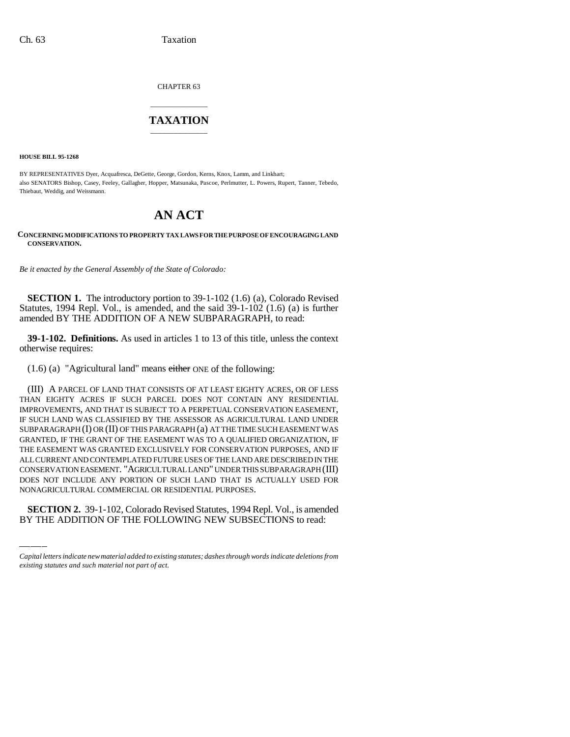CHAPTER 63

# TAXATION

**HOUSE BILL 95-1268**

BY REPRESENTATIVES Dyer, Acquafresca, DeGette, George, Gordon, Kerns, Knox, Lamm, and Linkhart;
also SENATORS Bishop, Casey, Feeley, Gallagher, Hopper, Matsunaka, Pascoe, Perlmutter, L. Powers, Rupert, Tanner, Tebedo, Thiebaut, Weddig, and Weissmann.

# AN ACT

**CONCERNING MODIFICATIONS TO PROPERTY TAX LAWS FOR THE PURPOSE OF ENCOURAGING LAND CONSERVATION.**

*Be it enacted by the General Assembly of the State of Colorado:*

**SECTION 1.** The introductory portion to 39-1-102 (1.6) (a), Colorado Revised Statutes, 1994 Repl. Vol., is amended, and the said 39-1-102 (1.6) (a) is further amended BY THE ADDITION OF A NEW SUBPARAGRAPH, to read:

**39-1-102. Definitions.** As used in articles 1 to 13 of this title, unless the context otherwise requires:

(1.6) (a) "Agricultural land" means ~~either~~ ONE of the following:

(III) A PARCEL OF LAND THAT CONSISTS OF AT LEAST EIGHTY ACRES, OR OF LESS THAN EIGHTY ACRES IF SUCH PARCEL DOES NOT CONTAIN ANY RESIDENTIAL IMPROVEMENTS, AND THAT IS SUBJECT TO A PERPETUAL CONSERVATION EASEMENT, IF SUCH LAND WAS CLASSIFIED BY THE ASSESSOR AS AGRICULTURAL LAND UNDER SUBPARAGRAPH (I) OR (II) OF THIS PARAGRAPH (a) AT THE TIME SUCH EASEMENT WAS GRANTED, IF THE GRANT OF THE EASEMENT WAS TO A QUALIFIED ORGANIZATION, IF THE EASEMENT WAS GRANTED EXCLUSIVELY FOR CONSERVATION PURPOSES, AND IF ALL CURRENT AND CONTEMPLATED FUTURE USES OF THE LAND ARE DESCRIBED IN THE CONSERVATION EASEMENT. "AGRICULTURAL LAND" UNDER THIS SUBPARAGRAPH (III) DOES NOT INCLUDE ANY PORTION OF SUCH LAND THAT IS ACTUALLY USED FOR NONAGRICULTURAL COMMERCIAL OR RESIDENTIAL PURPOSES.

**SECTION 2.** 39-1-102, Colorado Revised Statutes, 1994 Repl. Vol., is amended BY THE ADDITION OF THE FOLLOWING NEW SUBSECTIONS to read:

*Capital letters indicate new material added to existing statutes; dashes through words indicate deletions from existing statutes and such material not part of act.*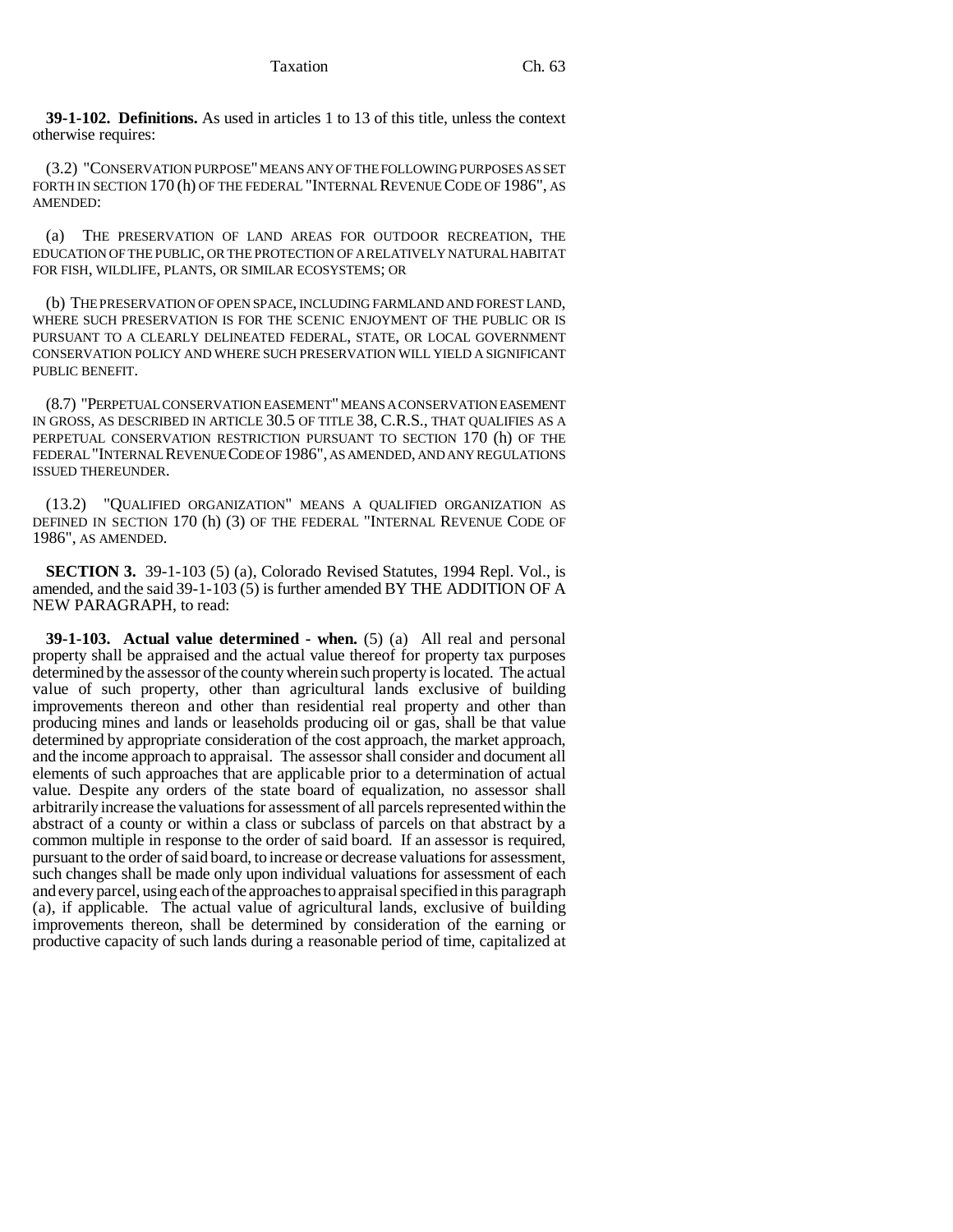**39-1-102. Definitions.** As used in articles 1 to 13 of this title, unless the context otherwise requires:

(3.2) "CONSERVATION PURPOSE" MEANS ANY OF THE FOLLOWING PURPOSES AS SET FORTH IN SECTION 170 (h) OF THE FEDERAL "INTERNAL REVENUE CODE OF 1986", AS AMENDED:

(a) THE PRESERVATION OF LAND AREAS FOR OUTDOOR RECREATION, THE EDUCATION OF THE PUBLIC, OR THE PROTECTION OF A RELATIVELY NATURAL HABITAT FOR FISH, WILDLIFE, PLANTS, OR SIMILAR ECOSYSTEMS; OR

(b) THE PRESERVATION OF OPEN SPACE, INCLUDING FARMLAND AND FOREST LAND, WHERE SUCH PRESERVATION IS FOR THE SCENIC ENJOYMENT OF THE PUBLIC OR IS PURSUANT TO A CLEARLY DELINEATED FEDERAL, STATE, OR LOCAL GOVERNMENT CONSERVATION POLICY AND WHERE SUCH PRESERVATION WILL YIELD A SIGNIFICANT PUBLIC BENEFIT.

(8.7) "PERPETUAL CONSERVATION EASEMENT" MEANS A CONSERVATION EASEMENT IN GROSS, AS DESCRIBED IN ARTICLE 30.5 OF TITLE 38, C.R.S., THAT QUALIFIES AS A PERPETUAL CONSERVATION RESTRICTION PURSUANT TO SECTION 170 (h) OF THE FEDERAL "INTERNAL REVENUE CODE OF 1986", AS AMENDED, AND ANY REGULATIONS ISSUED THEREUNDER.

(13.2) "QUALIFIED ORGANIZATION" MEANS A QUALIFIED ORGANIZATION AS DEFINED IN SECTION 170 (h) (3) OF THE FEDERAL "INTERNAL REVENUE CODE OF 1986", AS AMENDED.

**SECTION 3.** 39-1-103 (5) (a), Colorado Revised Statutes, 1994 Repl. Vol., is amended, and the said 39-1-103 (5) is further amended BY THE ADDITION OF A NEW PARAGRAPH, to read:

**39-1-103. Actual value determined - when.** (5) (a) All real and personal property shall be appraised and the actual value thereof for property tax purposes determined by the assessor of the county wherein such property is located. The actual value of such property, other than agricultural lands exclusive of building improvements thereon and other than residential real property and other than producing mines and lands or leaseholds producing oil or gas, shall be that value determined by appropriate consideration of the cost approach, the market approach, and the income approach to appraisal. The assessor shall consider and document all elements of such approaches that are applicable prior to a determination of actual value. Despite any orders of the state board of equalization, no assessor shall arbitrarily increase the valuations for assessment of all parcels represented within the abstract of a county or within a class or subclass of parcels on that abstract by a common multiple in response to the order of said board. If an assessor is required, pursuant to the order of said board, to increase or decrease valuations for assessment, such changes shall be made only upon individual valuations for assessment of each and every parcel, using each of the approaches to appraisal specified in this paragraph (a), if applicable. The actual value of agricultural lands, exclusive of building improvements thereon, shall be determined by consideration of the earning or productive capacity of such lands during a reasonable period of time, capitalized at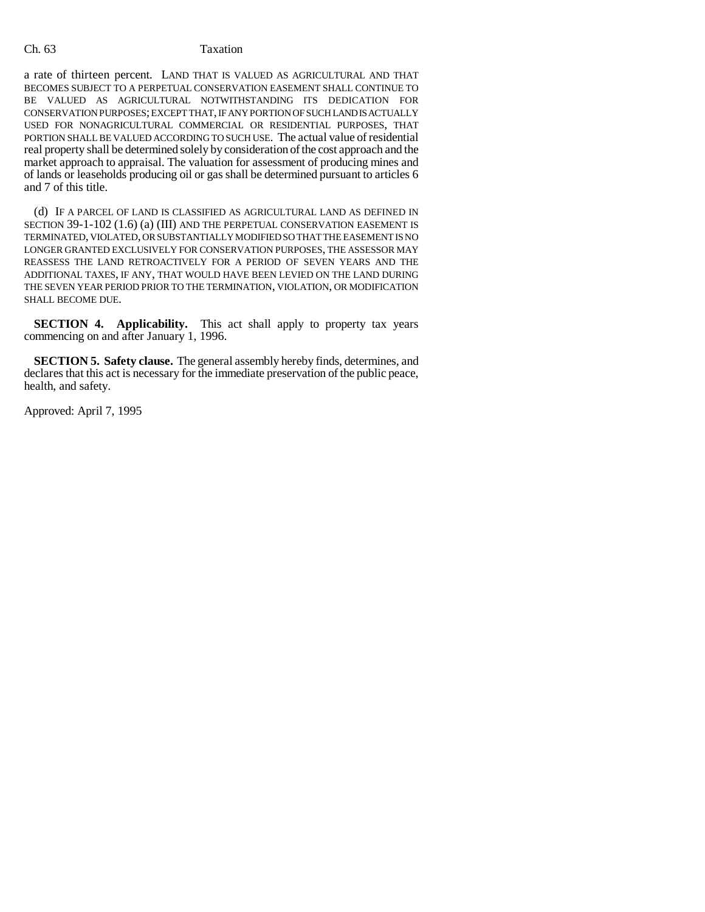a rate of thirteen percent. LAND THAT IS VALUED AS AGRICULTURAL AND THAT BECOMES SUBJECT TO A PERPETUAL CONSERVATION EASEMENT SHALL CONTINUE TO BE VALUED AS AGRICULTURAL NOTWITHSTANDING ITS DEDICATION FOR CONSERVATION PURPOSES; EXCEPT THAT, IF ANY PORTION OF SUCH LAND IS ACTUALLY USED FOR NONAGRICULTURAL COMMERCIAL OR RESIDENTIAL PURPOSES, THAT PORTION SHALL BE VALUED ACCORDING TO SUCH USE. The actual value of residential real property shall be determined solely by consideration of the cost approach and the market approach to appraisal. The valuation for assessment of producing mines and of lands or leaseholds producing oil or gas shall be determined pursuant to articles 6 and 7 of this title.

(d) IF A PARCEL OF LAND IS CLASSIFIED AS AGRICULTURAL LAND AS DEFINED IN SECTION 39-1-102 (1.6) (a) (III) AND THE PERPETUAL CONSERVATION EASEMENT IS TERMINATED, VIOLATED, OR SUBSTANTIALLY MODIFIED SO THAT THE EASEMENT IS NO LONGER GRANTED EXCLUSIVELY FOR CONSERVATION PURPOSES, THE ASSESSOR MAY REASSESS THE LAND RETROACTIVELY FOR A PERIOD OF SEVEN YEARS AND THE ADDITIONAL TAXES, IF ANY, THAT WOULD HAVE BEEN LEVIED ON THE LAND DURING THE SEVEN YEAR PERIOD PRIOR TO THE TERMINATION, VIOLATION, OR MODIFICATION SHALL BECOME DUE.

**SECTION 4. Applicability.** This act shall apply to property tax years commencing on and after January 1, 1996.

**SECTION 5. Safety clause.** The general assembly hereby finds, determines, and declares that this act is necessary for the immediate preservation of the public peace, health, and safety.

Approved: April 7, 1995